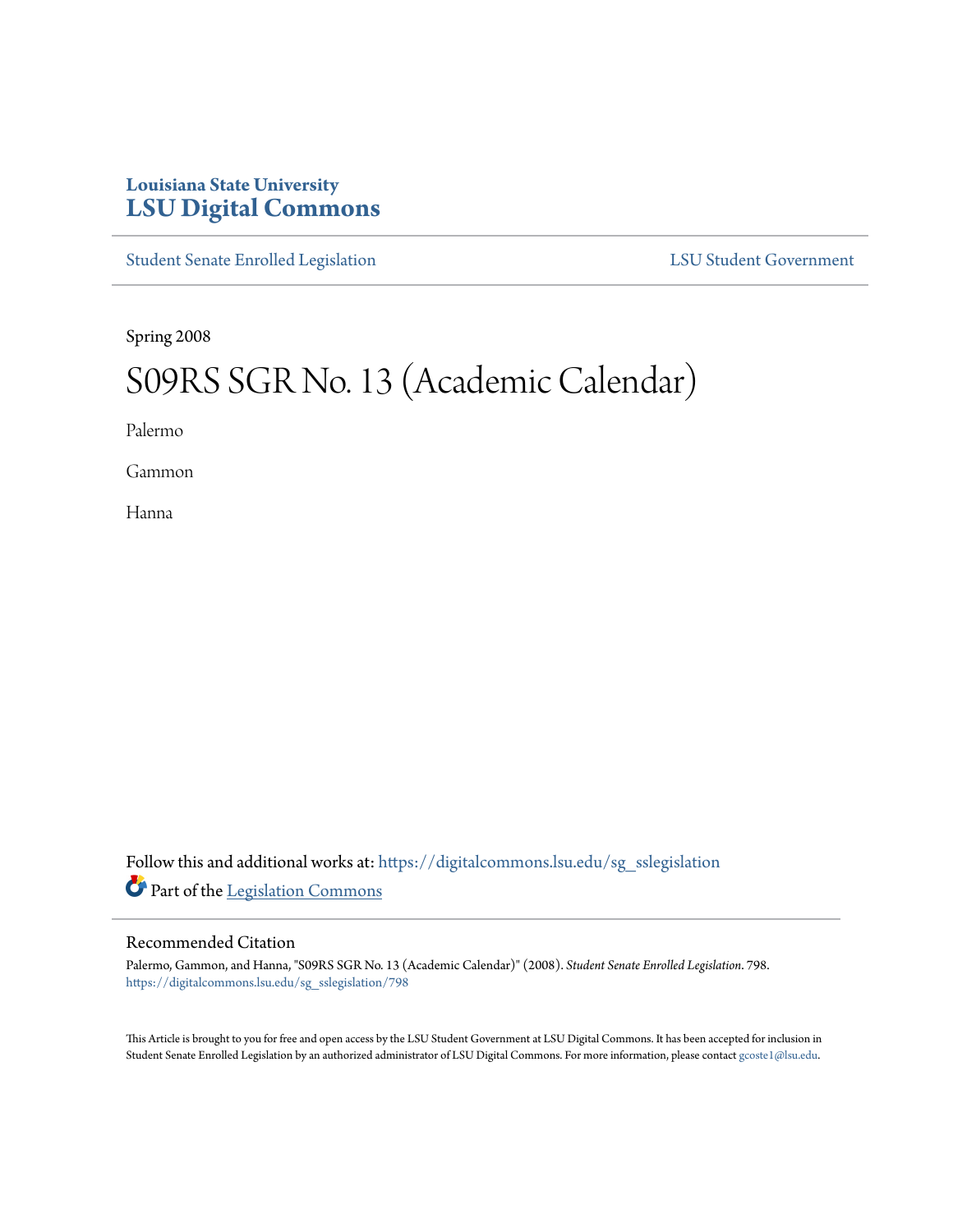# Louisiana State University
# LSU Digital Commons

Student Senate Enrolled Legislation | LSU Student Government

Spring 2008

# S09RS SGR No. 13 (Academic Calendar)

Palermo

Gammon

Hanna

Follow this and additional works at: https://digitalcommons.lsu.edu/sg_sslegislation

Part of the Legislation Commons

## Recommended Citation

Palermo, Gammon, and Hanna, "S09RS SGR No. 13 (Academic Calendar)" (2008). *Student Senate Enrolled Legislation*. 798.
https://digitalcommons.lsu.edu/sg_sslegislation/798

This Article is brought to you for free and open access by the LSU Student Government at LSU Digital Commons. It has been accepted for inclusion in Student Senate Enrolled Legislation by an authorized administrator of LSU Digital Commons. For more information, please contact gcoste1@lsu.edu.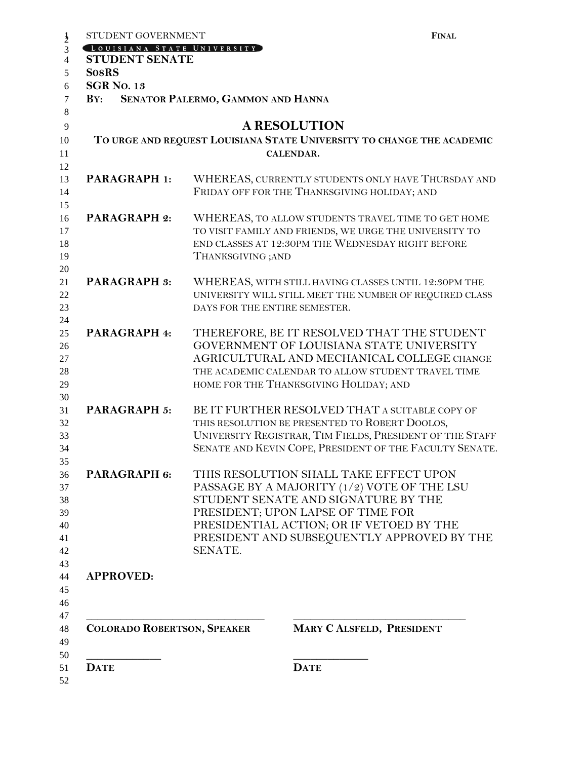STUDENT GOVERNMENT **FINAL**

LOUISIANA STATE UNIVERSITY

**STUDENT SENATE**

**S08RS**

**SGR NO. 13**

**BY: SENATOR PALERMO, GAMMON AND HANNA**

# A RESOLUTION

**TO URGE AND REQUEST LOUISIANA STATE UNIVERSITY TO CHANGE THE ACADEMIC CALENDAR.**

**PARAGRAPH 1:** WHEREAS, CURRENTLY STUDENTS ONLY HAVE THURSDAY AND FRIDAY OFF FOR THE THANKSGIVING HOLIDAY; AND

**PARAGRAPH 2:** WHEREAS, TO ALLOW STUDENTS TRAVEL TIME TO GET HOME TO VISIT FAMILY AND FRIENDS, WE URGE THE UNIVERSITY TO END CLASSES AT 12:30PM THE WEDNESDAY RIGHT BEFORE THANKSGIVING ;AND

**PARAGRAPH 3:** WHEREAS, WITH STILL HAVING CLASSES UNTIL 12:30PM THE UNIVERSITY WILL STILL MEET THE NUMBER OF REQUIRED CLASS DAYS FOR THE ENTIRE SEMESTER.

**PARAGRAPH 4:** THEREFORE, BE IT RESOLVED THAT THE STUDENT GOVERNMENT OF LOUISIANA STATE UNIVERSITY AGRICULTURAL AND MECHANICAL COLLEGE CHANGE THE ACADEMIC CALENDAR TO ALLOW STUDENT TRAVEL TIME HOME FOR THE THANKSGIVING HOLIDAY; AND

**PARAGRAPH 5:** BE IT FURTHER RESOLVED THAT A SUITABLE COPY OF THIS RESOLUTION BE PRESENTED TO ROBERT DOOLOS, UNIVERSITY REGISTRAR, TIM FIELDS, PRESIDENT OF THE STAFF SENATE AND KEVIN COPE, PRESIDENT OF THE FACULTY SENATE.

**PARAGRAPH 6:** THIS RESOLUTION SHALL TAKE EFFECT UPON PASSAGE BY A MAJORITY (1/2) VOTE OF THE LSU STUDENT SENATE AND SIGNATURE BY THE PRESIDENT; UPON LAPSE OF TIME FOR PRESIDENTIAL ACTION; OR IF VETOED BY THE PRESIDENT AND SUBSEQUENTLY APPROVED BY THE SENATE.

**APPROVED:**

_____________________________ _____________________________

**COLORADO ROBERTSON, SPEAKER** **MARY C ALSFELD, PRESIDENT**

_____________ _____________

**DATE** **DATE**